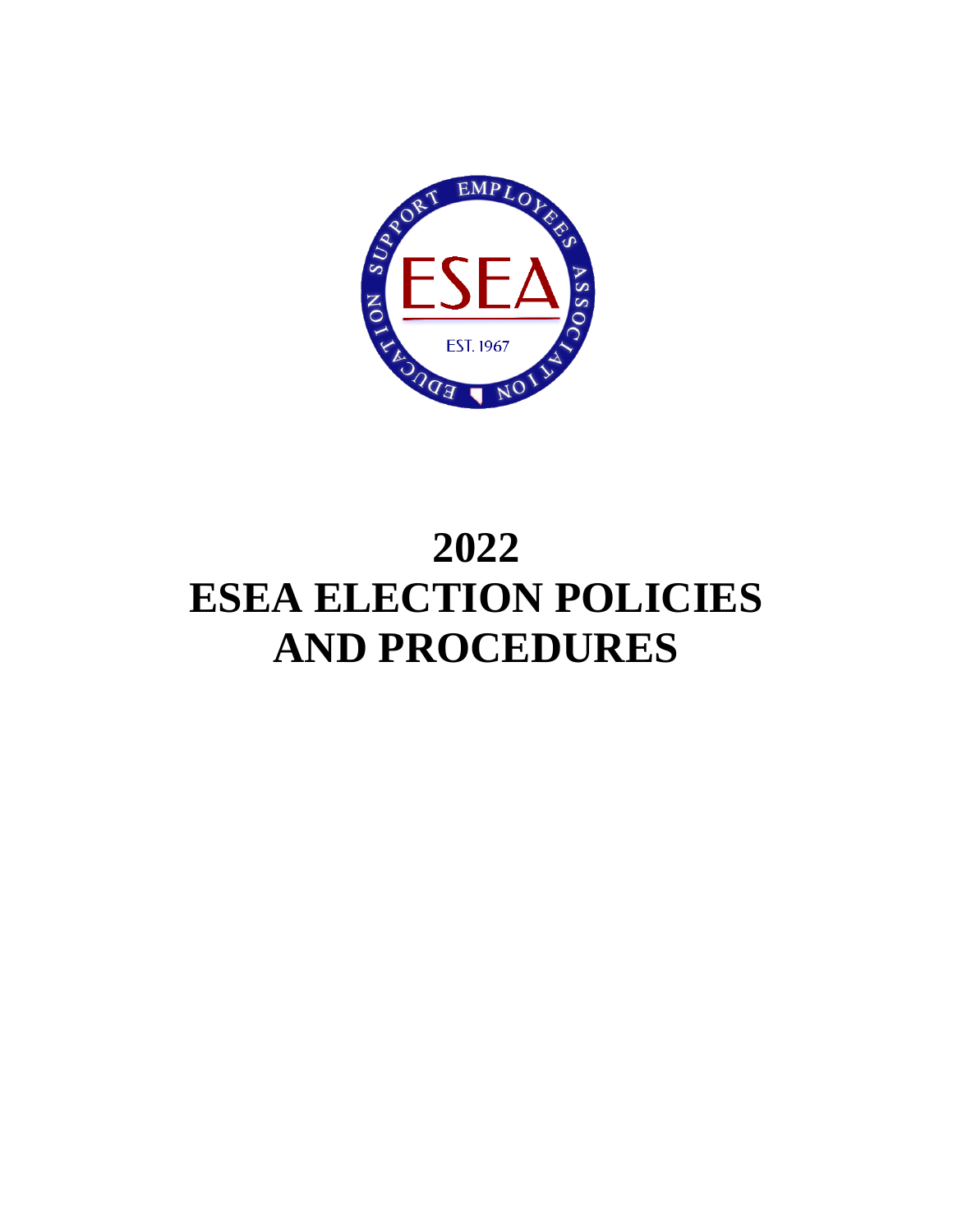# 2022
# ESEA ELECTION POLICIES AND PROCEDURES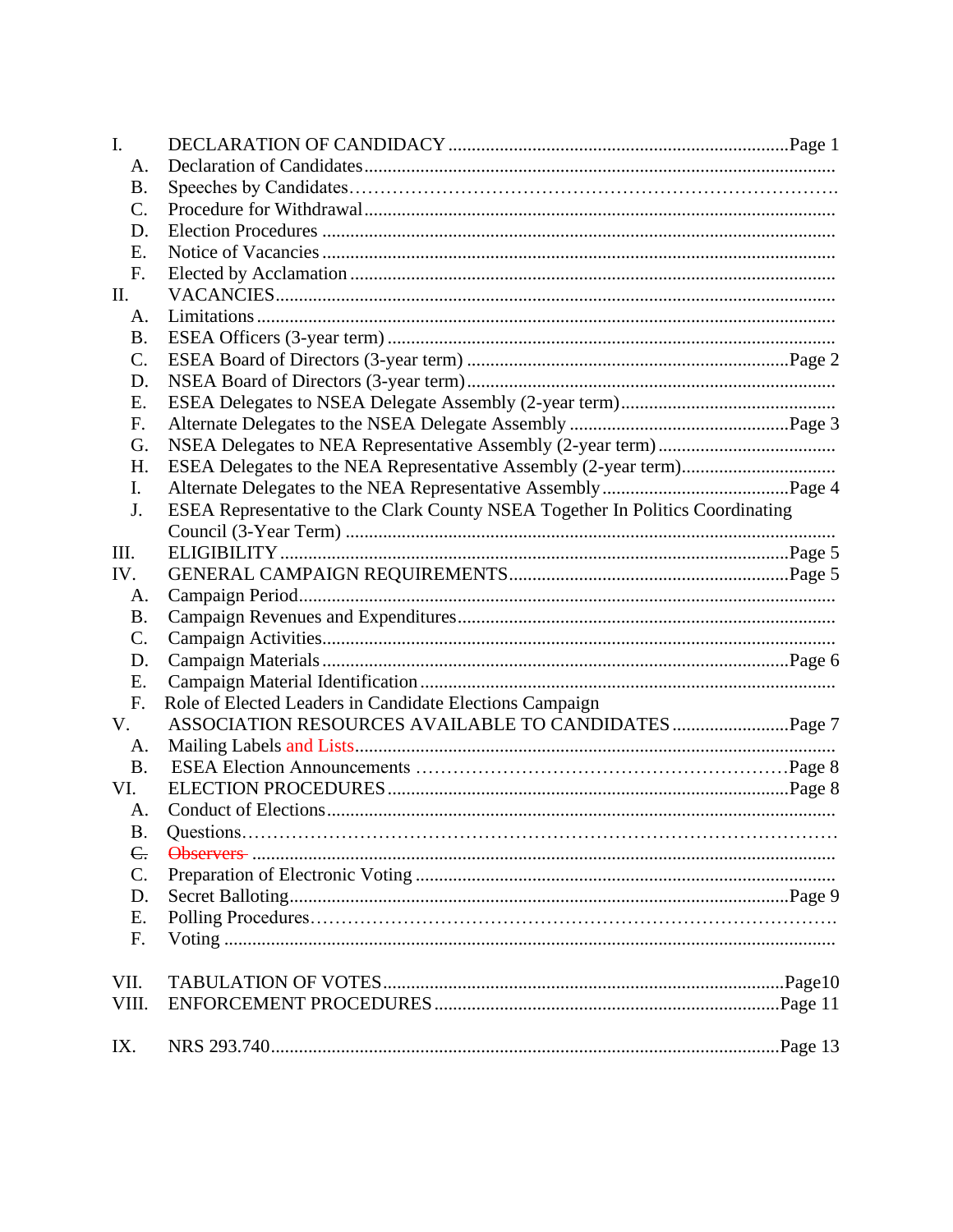I. DECLARATION OF CANDIDACY ........................................................................Page 1
  A. Declaration of Candidates ....................................................................................
  B. Speeches by Candidates .......................................................................................
  C. Procedure for Withdrawal ......................................................................................
  D. Election Procedures .............................................................................................
  E. Notice of Vacancies ..............................................................................................
  F. Elected by Acclamation .........................................................................................

II. VACANCIES .........................................................................................................
  A. Limitations ...........................................................................................................
  B. ESEA Officers (3-year term) .................................................................................
  C. ESEA Board of Directors (3-year term) .......................................................Page 2
  D. NSEA Board of Directors (3-year term) ...................................................................
  E. ESEA Delegates to NSEA Delegate Assembly (2-year term) ......................................
  F. Alternate Delegates to the NSEA Delegate Assembly ....................................Page 3
  G. NSEA Delegates to NEA Representative Assembly (2-year term) ...............................
  H. ESEA Delegates to the NEA Representative Assembly (2-year term) ...........................
  I. Alternate Delegates to the NEA Representative Assembly ..............................Page 4
  J. ESEA Representative to the Clark County NSEA Together In Politics Coordinating Council (3-Year Term) ..........................................................................................

III. ELIGIBILITY ..........................................................................................Page 5

IV. GENERAL CAMPAIGN REQUIREMENTS .........................................................Page 5
  A. Campaign Period ...................................................................................................
  B. Campaign Revenues and Expenditures .....................................................................
  C. Campaign Activities ..............................................................................................
  D. Campaign Materials ...............................................................................Page 6
  E. Campaign Material Identification ...........................................................................
  F. Role of Elected Leaders in Candidate Elections Campaign

V. ASSOCIATION RESOURCES AVAILABLE TO CANDIDATES ...............................Page 7
  A. Mailing Labels and Lists ........................................................................................
  B. ESEA Election Announcements ...............................................................Page 8

VI. ELECTION PROCEDURES ............................................................................Page 8
  A. Conduct of Elections .............................................................................................
  B. Questions ............................................................................................................
  ~~C. Observers~~ ........................................................................................................
  C. Preparation of Electronic Voting ............................................................................
  D. Secret Balloting ....................................................................................Page 9
  E. Polling Procedures .................................................................................................
  F. Voting .................................................................................................................

VII. TABULATION OF VOTES ..........................................................................Page10

VIII. ENFORCEMENT PROCEDURES ...................................................................Page 11

IX. NRS 293.740 ...........................................................................................Page 13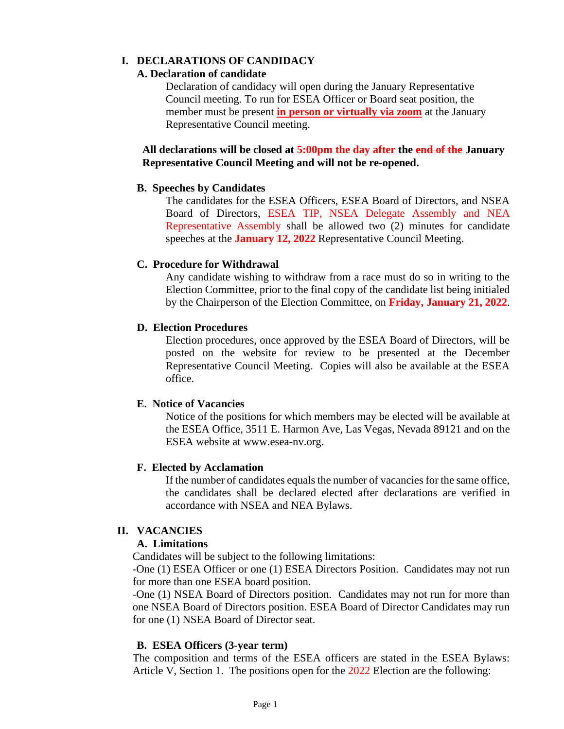## I. DECLARATIONS OF CANDIDACY

### A. Declaration of candidate

Declaration of candidacy will open during the January Representative Council meeting. To run for ESEA Officer or Board seat position, the member must be present **in person or virtually via zoom** at the January Representative Council meeting.

**All declarations will be closed at 5:00pm the day after the ~~end of the~~ January Representative Council Meeting and will not be re-opened.**

### B. Speeches by Candidates

The candidates for the ESEA Officers, ESEA Board of Directors, and NSEA Board of Directors, ESEA TIP, NSEA Delegate Assembly and NEA Representative Assembly shall be allowed two (2) minutes for candidate speeches at the **January 12, 2022** Representative Council Meeting.

### C. Procedure for Withdrawal

Any candidate wishing to withdraw from a race must do so in writing to the Election Committee, prior to the final copy of the candidate list being initialed by the Chairperson of the Election Committee, on **Friday, January 21, 2022**.

### D. Election Procedures

Election procedures, once approved by the ESEA Board of Directors, will be posted on the website for review to be presented at the December Representative Council Meeting. Copies will also be available at the ESEA office.

### E. Notice of Vacancies

Notice of the positions for which members may be elected will be available at the ESEA Office, 3511 E. Harmon Ave, Las Vegas, Nevada 89121 and on the ESEA website at www.esea-nv.org.

### F. Elected by Acclamation

If the number of candidates equals the number of vacancies for the same office, the candidates shall be declared elected after declarations are verified in accordance with NSEA and NEA Bylaws.

## II. VACANCIES

### A. Limitations

Candidates will be subject to the following limitations:

-One (1) ESEA Officer or one (1) ESEA Directors Position. Candidates may not run for more than one ESEA board position.

-One (1) NSEA Board of Directors position. Candidates may not run for more than one NSEA Board of Directors position. ESEA Board of Director Candidates may run for one (1) NSEA Board of Director seat.

### B. ESEA Officers (3-year term)

The composition and terms of the ESEA officers are stated in the ESEA Bylaws: Article V, Section 1. The positions open for the 2022 Election are the following: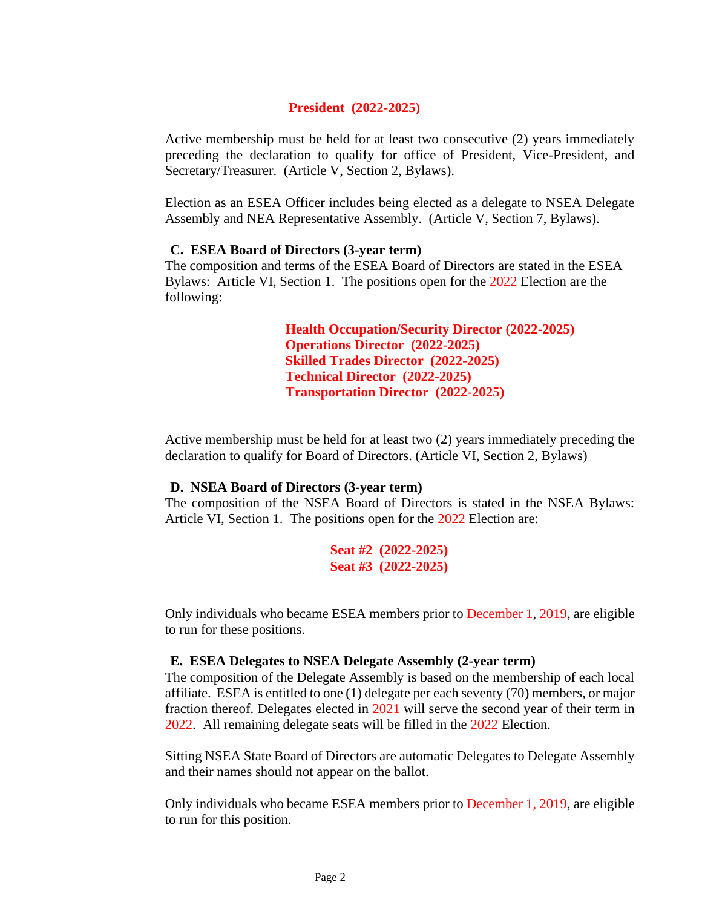**President (2022-2025)**

Active membership must be held for at least two consecutive (2) years immediately preceding the declaration to qualify for office of President, Vice-President, and Secretary/Treasurer. (Article V, Section 2, Bylaws).

Election as an ESEA Officer includes being elected as a delegate to NSEA Delegate Assembly and NEA Representative Assembly. (Article V, Section 7, Bylaws).

### C. ESEA Board of Directors (3-year term)

The composition and terms of the ESEA Board of Directors are stated in the ESEA Bylaws: Article VI, Section 1. The positions open for the 2022 Election are the following:

**Health Occupation/Security Director (2022-2025)**
**Operations Director (2022-2025)**
**Skilled Trades Director (2022-2025)**
**Technical Director (2022-2025)**
**Transportation Director (2022-2025)**

Active membership must be held for at least two (2) years immediately preceding the declaration to qualify for Board of Directors. (Article VI, Section 2, Bylaws)

### D. NSEA Board of Directors (3-year term)

The composition of the NSEA Board of Directors is stated in the NSEA Bylaws: Article VI, Section 1. The positions open for the 2022 Election are:

**Seat #2 (2022-2025)**
**Seat #3 (2022-2025)**

Only individuals who became ESEA members prior to December 1, 2019, are eligible to run for these positions.

### E. ESEA Delegates to NSEA Delegate Assembly (2-year term)

The composition of the Delegate Assembly is based on the membership of each local affiliate. ESEA is entitled to one (1) delegate per each seventy (70) members, or major fraction thereof. Delegates elected in 2021 will serve the second year of their term in 2022. All remaining delegate seats will be filled in the 2022 Election.

Sitting NSEA State Board of Directors are automatic Delegates to Delegate Assembly and their names should not appear on the ballot.

Only individuals who became ESEA members prior to December 1, 2019, are eligible to run for this position.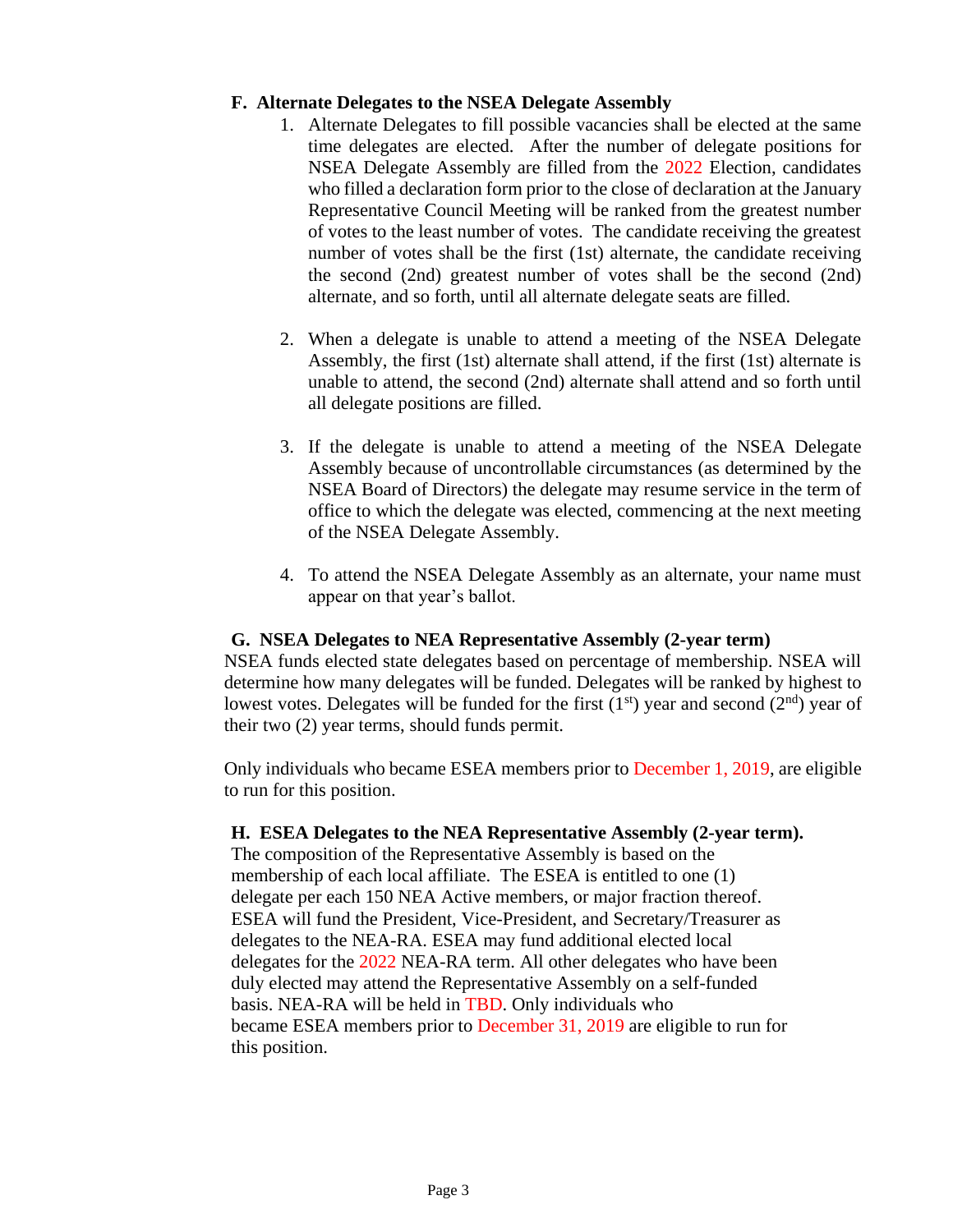### F. Alternate Delegates to the NSEA Delegate Assembly

1. Alternate Delegates to fill possible vacancies shall be elected at the same time delegates are elected. After the number of delegate positions for NSEA Delegate Assembly are filled from the 2022 Election, candidates who filled a declaration form prior to the close of declaration at the January Representative Council Meeting will be ranked from the greatest number of votes to the least number of votes. The candidate receiving the greatest number of votes shall be the first (1st) alternate, the candidate receiving the second (2nd) greatest number of votes shall be the second (2nd) alternate, and so forth, until all alternate delegate seats are filled.

2. When a delegate is unable to attend a meeting of the NSEA Delegate Assembly, the first (1st) alternate shall attend, if the first (1st) alternate is unable to attend, the second (2nd) alternate shall attend and so forth until all delegate positions are filled.

3. If the delegate is unable to attend a meeting of the NSEA Delegate Assembly because of uncontrollable circumstances (as determined by the NSEA Board of Directors) the delegate may resume service in the term of office to which the delegate was elected, commencing at the next meeting of the NSEA Delegate Assembly.

4. To attend the NSEA Delegate Assembly as an alternate, your name must appear on that year's ballot.

### G. NSEA Delegates to NEA Representative Assembly (2-year term)

NSEA funds elected state delegates based on percentage of membership. NSEA will determine how many delegates will be funded. Delegates will be ranked by highest to lowest votes. Delegates will be funded for the first (1st) year and second (2nd) year of their two (2) year terms, should funds permit.

Only individuals who became ESEA members prior to December 1, 2019, are eligible to run for this position.

### H. ESEA Delegates to the NEA Representative Assembly (2-year term).

The composition of the Representative Assembly is based on the membership of each local affiliate. The ESEA is entitled to one (1) delegate per each 150 NEA Active members, or major fraction thereof. ESEA will fund the President, Vice-President, and Secretary/Treasurer as delegates to the NEA-RA. ESEA may fund additional elected local delegates for the 2022 NEA-RA term. All other delegates who have been duly elected may attend the Representative Assembly on a self-funded basis. NEA-RA will be held in TBD. Only individuals who became ESEA members prior to December 31, 2019 are eligible to run for this position.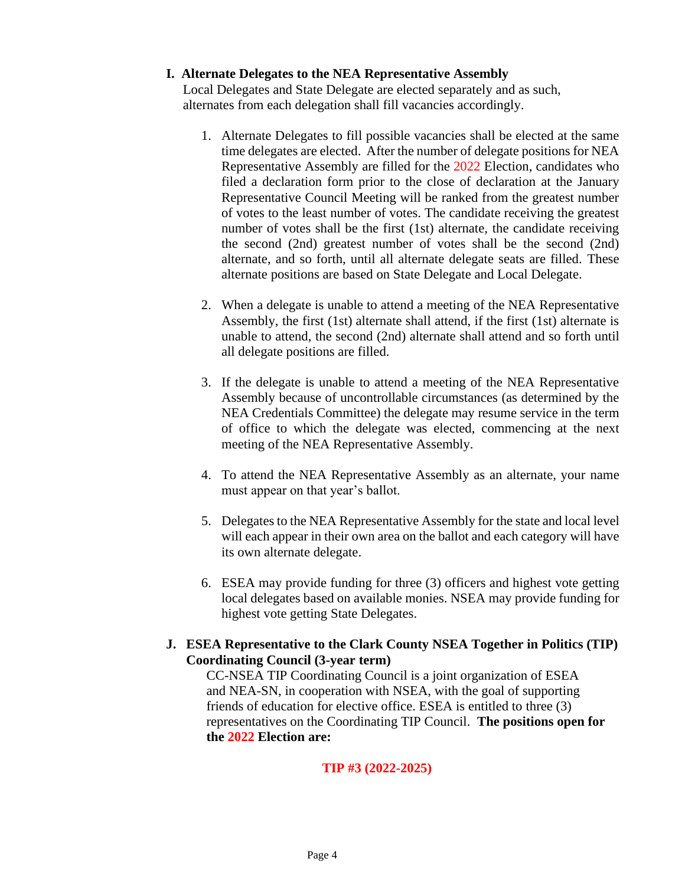**I. Alternate Delegates to the NEA Representative Assembly**

Local Delegates and State Delegate are elected separately and as such, alternates from each delegation shall fill vacancies accordingly.

1. Alternate Delegates to fill possible vacancies shall be elected at the same time delegates are elected. After the number of delegate positions for NEA Representative Assembly are filled for the 2022 Election, candidates who filed a declaration form prior to the close of declaration at the January Representative Council Meeting will be ranked from the greatest number of votes to the least number of votes. The candidate receiving the greatest number of votes shall be the first (1st) alternate, the candidate receiving the second (2nd) greatest number of votes shall be the second (2nd) alternate, and so forth, until all alternate delegate seats are filled. These alternate positions are based on State Delegate and Local Delegate.

2. When a delegate is unable to attend a meeting of the NEA Representative Assembly, the first (1st) alternate shall attend, if the first (1st) alternate is unable to attend, the second (2nd) alternate shall attend and so forth until all delegate positions are filled.

3. If the delegate is unable to attend a meeting of the NEA Representative Assembly because of uncontrollable circumstances (as determined by the NEA Credentials Committee) the delegate may resume service in the term of office to which the delegate was elected, commencing at the next meeting of the NEA Representative Assembly.

4. To attend the NEA Representative Assembly as an alternate, your name must appear on that year's ballot.

5. Delegates to the NEA Representative Assembly for the state and local level will each appear in their own area on the ballot and each category will have its own alternate delegate.

6. ESEA may provide funding for three (3) officers and highest vote getting local delegates based on available monies. NSEA may provide funding for highest vote getting State Delegates.

**J. ESEA Representative to the Clark County NSEA Together in Politics (TIP) Coordinating Council (3-year term)**

CC-NSEA TIP Coordinating Council is a joint organization of ESEA and NEA-SN, in cooperation with NSEA, with the goal of supporting friends of education for elective office. ESEA is entitled to three (3) representatives on the Coordinating TIP Council. **The positions open for the 2022 Election are:**

**TIP #3 (2022-2025)**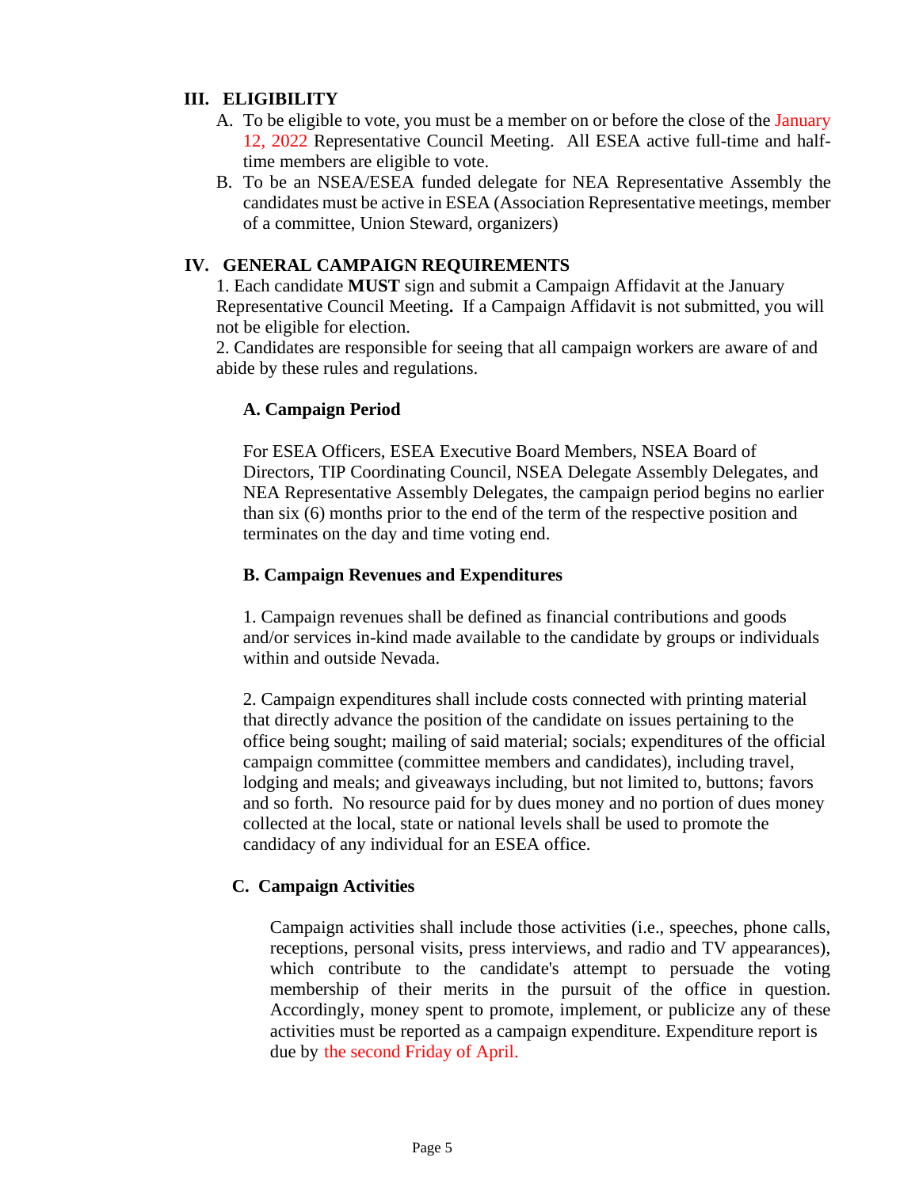## III. ELIGIBILITY

A. To be eligible to vote, you must be a member on or before the close of the January 12, 2022 Representative Council Meeting. All ESEA active full-time and half-time members are eligible to vote.

B. To be an NSEA/ESEA funded delegate for NEA Representative Assembly the candidates must be active in ESEA (Association Representative meetings, member of a committee, Union Steward, organizers)

## IV. GENERAL CAMPAIGN REQUIREMENTS

1. Each candidate **MUST** sign and submit a Campaign Affidavit at the January Representative Council Meeting**.** If a Campaign Affidavit is not submitted, you will not be eligible for election.

2. Candidates are responsible for seeing that all campaign workers are aware of and abide by these rules and regulations.

### A. Campaign Period

For ESEA Officers, ESEA Executive Board Members, NSEA Board of Directors, TIP Coordinating Council, NSEA Delegate Assembly Delegates, and NEA Representative Assembly Delegates, the campaign period begins no earlier than six (6) months prior to the end of the term of the respective position and terminates on the day and time voting end.

### B. Campaign Revenues and Expenditures

1. Campaign revenues shall be defined as financial contributions and goods and/or services in-kind made available to the candidate by groups or individuals within and outside Nevada.

2. Campaign expenditures shall include costs connected with printing material that directly advance the position of the candidate on issues pertaining to the office being sought; mailing of said material; socials; expenditures of the official campaign committee (committee members and candidates), including travel, lodging and meals; and giveaways including, but not limited to, buttons; favors and so forth. No resource paid for by dues money and no portion of dues money collected at the local, state or national levels shall be used to promote the candidacy of any individual for an ESEA office.

### C. Campaign Activities

Campaign activities shall include those activities (i.e., speeches, phone calls, receptions, personal visits, press interviews, and radio and TV appearances), which contribute to the candidate's attempt to persuade the voting membership of their merits in the pursuit of the office in question. Accordingly, money spent to promote, implement, or publicize any of these activities must be reported as a campaign expenditure. Expenditure report is due by the second Friday of April.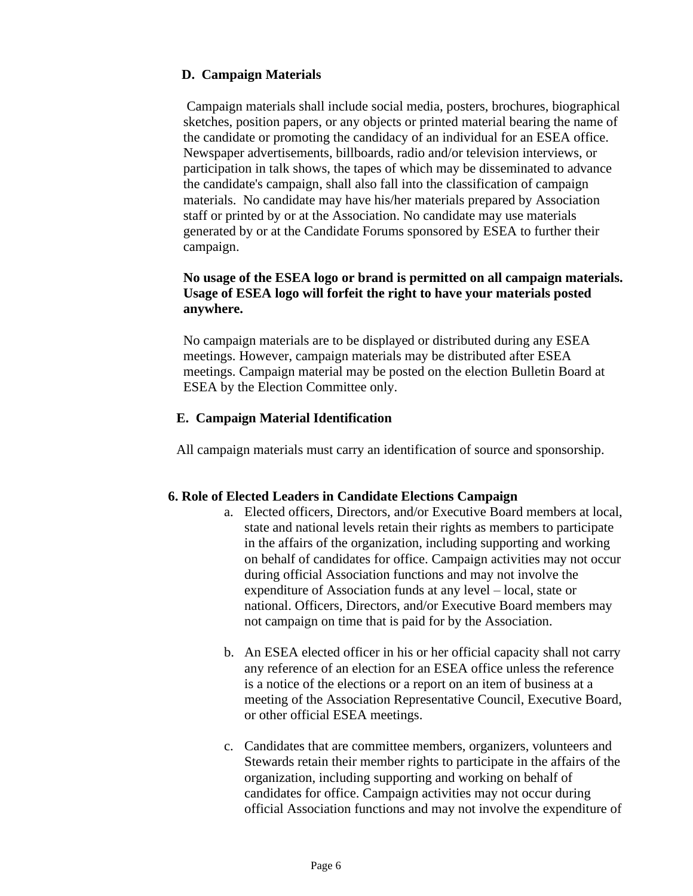### D. Campaign Materials

Campaign materials shall include social media, posters, brochures, biographical sketches, position papers, or any objects or printed material bearing the name of the candidate or promoting the candidacy of an individual for an ESEA office. Newspaper advertisements, billboards, radio and/or television interviews, or participation in talk shows, the tapes of which may be disseminated to advance the candidate's campaign, shall also fall into the classification of campaign materials. No candidate may have his/her materials prepared by Association staff or printed by or at the Association. No candidate may use materials generated by or at the Candidate Forums sponsored by ESEA to further their campaign.

**No usage of the ESEA logo or brand is permitted on all campaign materials. Usage of ESEA logo will forfeit the right to have your materials posted anywhere.**

No campaign materials are to be displayed or distributed during any ESEA meetings. However, campaign materials may be distributed after ESEA meetings. Campaign material may be posted on the election Bulletin Board at ESEA by the Election Committee only.

### E. Campaign Material Identification

All campaign materials must carry an identification of source and sponsorship.

## 6. Role of Elected Leaders in Candidate Elections Campaign

a. Elected officers, Directors, and/or Executive Board members at local, state and national levels retain their rights as members to participate in the affairs of the organization, including supporting and working on behalf of candidates for office. Campaign activities may not occur during official Association functions and may not involve the expenditure of Association funds at any level – local, state or national. Officers, Directors, and/or Executive Board members may not campaign on time that is paid for by the Association.

b. An ESEA elected officer in his or her official capacity shall not carry any reference of an election for an ESEA office unless the reference is a notice of the elections or a report on an item of business at a meeting of the Association Representative Council, Executive Board, or other official ESEA meetings.

c. Candidates that are committee members, organizers, volunteers and Stewards retain their member rights to participate in the affairs of the organization, including supporting and working on behalf of candidates for office. Campaign activities may not occur during official Association functions and may not involve the expenditure of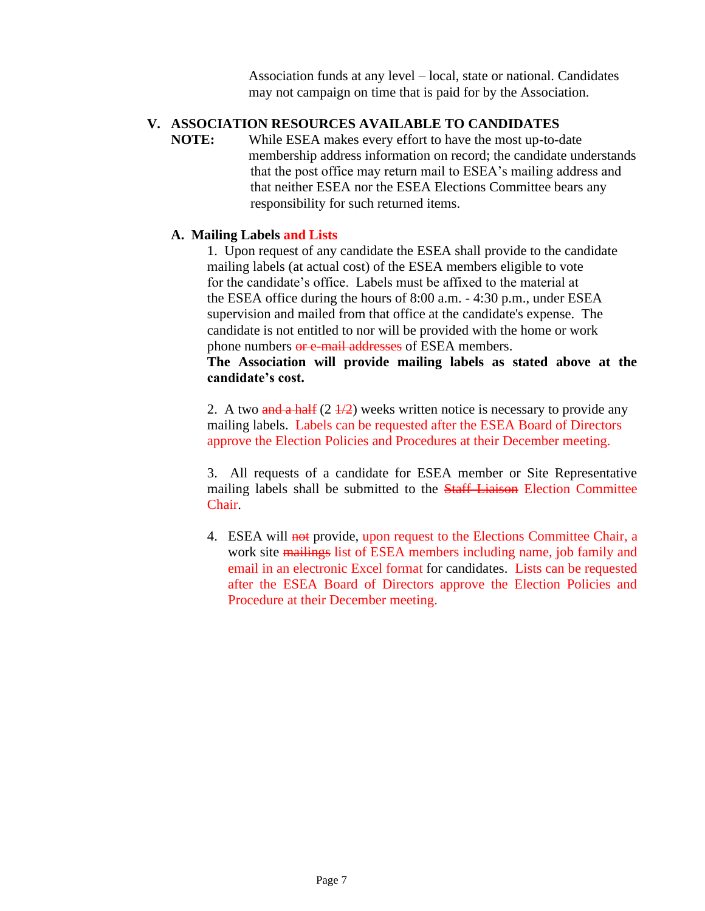Association funds at any level – local, state or national. Candidates may not campaign on time that is paid for by the Association.

## V. ASSOCIATION RESOURCES AVAILABLE TO CANDIDATES

**NOTE:** While ESEA makes every effort to have the most up-to-date membership address information on record; the candidate understands that the post office may return mail to ESEA's mailing address and that neither ESEA nor the ESEA Elections Committee bears any responsibility for such returned items.

### A. Mailing Labels and Lists

1. Upon request of any candidate the ESEA shall provide to the candidate mailing labels (at actual cost) of the ESEA members eligible to vote for the candidate's office. Labels must be affixed to the material at the ESEA office during the hours of 8:00 a.m. - 4:30 p.m., under ESEA supervision and mailed from that office at the candidate's expense. The candidate is not entitled to nor will be provided with the home or work phone numbers ~~or e-mail addresses~~ of ESEA members.
   **The Association will provide mailing labels as stated above at the candidate's cost.**

2. A two ~~and a half~~ (2 ~~1/2~~) weeks written notice is necessary to provide any mailing labels. Labels can be requested after the ESEA Board of Directors approve the Election Policies and Procedures at their December meeting.

3. All requests of a candidate for ESEA member or Site Representative mailing labels shall be submitted to the ~~Staff Liaison~~ Election Committee Chair.

4. ESEA will ~~not~~ provide, upon request to the Elections Committee Chair, a work site ~~mailings~~ list of ESEA members including name, job family and email in an electronic Excel format for candidates. Lists can be requested after the ESEA Board of Directors approve the Election Policies and Procedure at their December meeting.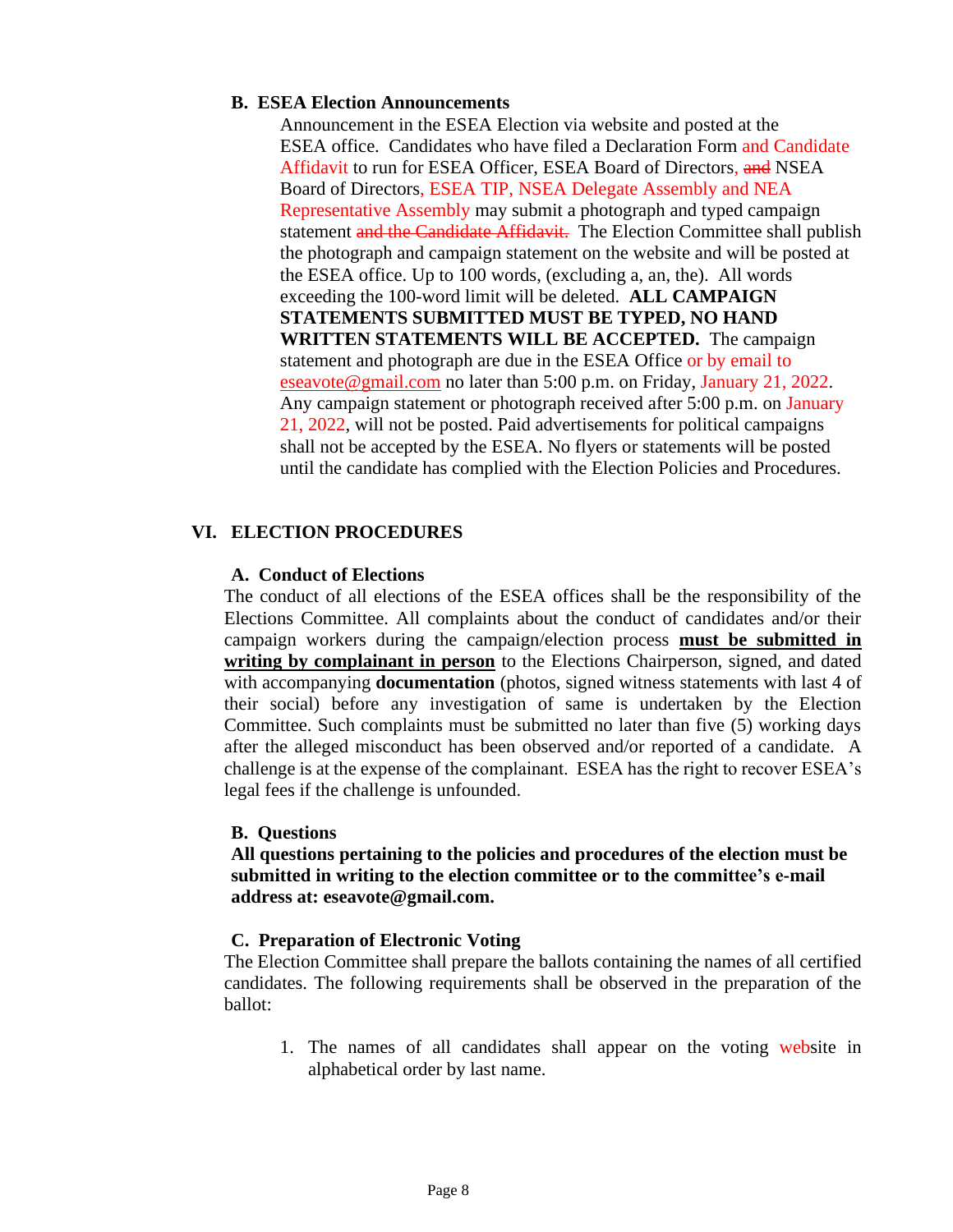### B. ESEA Election Announcements

Announcement in the ESEA Election via website and posted at the ESEA office. Candidates who have filed a Declaration Form and Candidate Affidavit to run for ESEA Officer, ESEA Board of Directors, ~~and~~ NSEA Board of Directors, ESEA TIP, NSEA Delegate Assembly and NEA Representative Assembly may submit a photograph and typed campaign statement ~~and the Candidate Affidavit.~~ The Election Committee shall publish the photograph and campaign statement on the website and will be posted at the ESEA office. Up to 100 words, (excluding a, an, the). All words exceeding the 100-word limit will be deleted. **ALL CAMPAIGN STATEMENTS SUBMITTED MUST BE TYPED, NO HAND WRITTEN STATEMENTS WILL BE ACCEPTED.** The campaign statement and photograph are due in the ESEA Office or by email to eseavote@gmail.com no later than 5:00 p.m. on Friday, January 21, 2022. Any campaign statement or photograph received after 5:00 p.m. on January 21, 2022, will not be posted. Paid advertisements for political campaigns shall not be accepted by the ESEA. No flyers or statements will be posted until the candidate has complied with the Election Policies and Procedures.

## VI. ELECTION PROCEDURES

### A. Conduct of Elections

The conduct of all elections of the ESEA offices shall be the responsibility of the Elections Committee. All complaints about the conduct of candidates and/or their campaign workers during the campaign/election process **must be submitted in writing by complainant in person** to the Elections Chairperson, signed, and dated with accompanying **documentation** (photos, signed witness statements with last 4 of their social) before any investigation of same is undertaken by the Election Committee. Such complaints must be submitted no later than five (5) working days after the alleged misconduct has been observed and/or reported of a candidate. A challenge is at the expense of the complainant. ESEA has the right to recover ESEA's legal fees if the challenge is unfounded.

### B. Questions

**All questions pertaining to the policies and procedures of the election must be submitted in writing to the election committee or to the committee's e-mail address at: eseavote@gmail.com.**

### C. Preparation of Electronic Voting

The Election Committee shall prepare the ballots containing the names of all certified candidates. The following requirements shall be observed in the preparation of the ballot:

1. The names of all candidates shall appear on the voting website in alphabetical order by last name.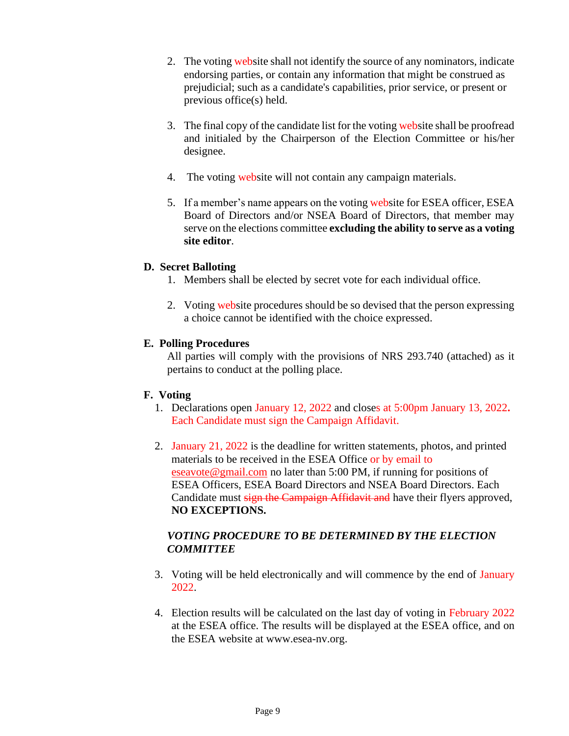2. The voting website shall not identify the source of any nominators, indicate endorsing parties, or contain any information that might be construed as prejudicial; such as a candidate's capabilities, prior service, or present or previous office(s) held.

3. The final copy of the candidate list for the voting website shall be proofread and initialed by the Chairperson of the Election Committee or his/her designee.

4. The voting website will not contain any campaign materials.

5. If a member's name appears on the voting website for ESEA officer, ESEA Board of Directors and/or NSEA Board of Directors, that member may serve on the elections committee **excluding the ability to serve as a voting site editor**.

### D. Secret Balloting

1. Members shall be elected by secret vote for each individual office.

2. Voting website procedures should be so devised that the person expressing a choice cannot be identified with the choice expressed.

### E. Polling Procedures

All parties will comply with the provisions of NRS 293.740 (attached) as it pertains to conduct at the polling place.

### F. Voting

1. Declarations open January 12, 2022 and closes at 5:00pm January 13, 2022. Each Candidate must sign the Campaign Affidavit.

2. January 21, 2022 is the deadline for written statements, photos, and printed materials to be received in the ESEA Office or by email to eseavote@gmail.com no later than 5:00 PM, if running for positions of ESEA Officers, ESEA Board Directors and NSEA Board Directors. Each Candidate must ~~sign the Campaign Affidavit and~~ have their flyers approved, **NO EXCEPTIONS.**

***VOTING PROCEDURE TO BE DETERMINED BY THE ELECTION COMMITTEE***

3. Voting will be held electronically and will commence by the end of January 2022.

4. Election results will be calculated on the last day of voting in February 2022 at the ESEA office. The results will be displayed at the ESEA office, and on the ESEA website at www.esea-nv.org.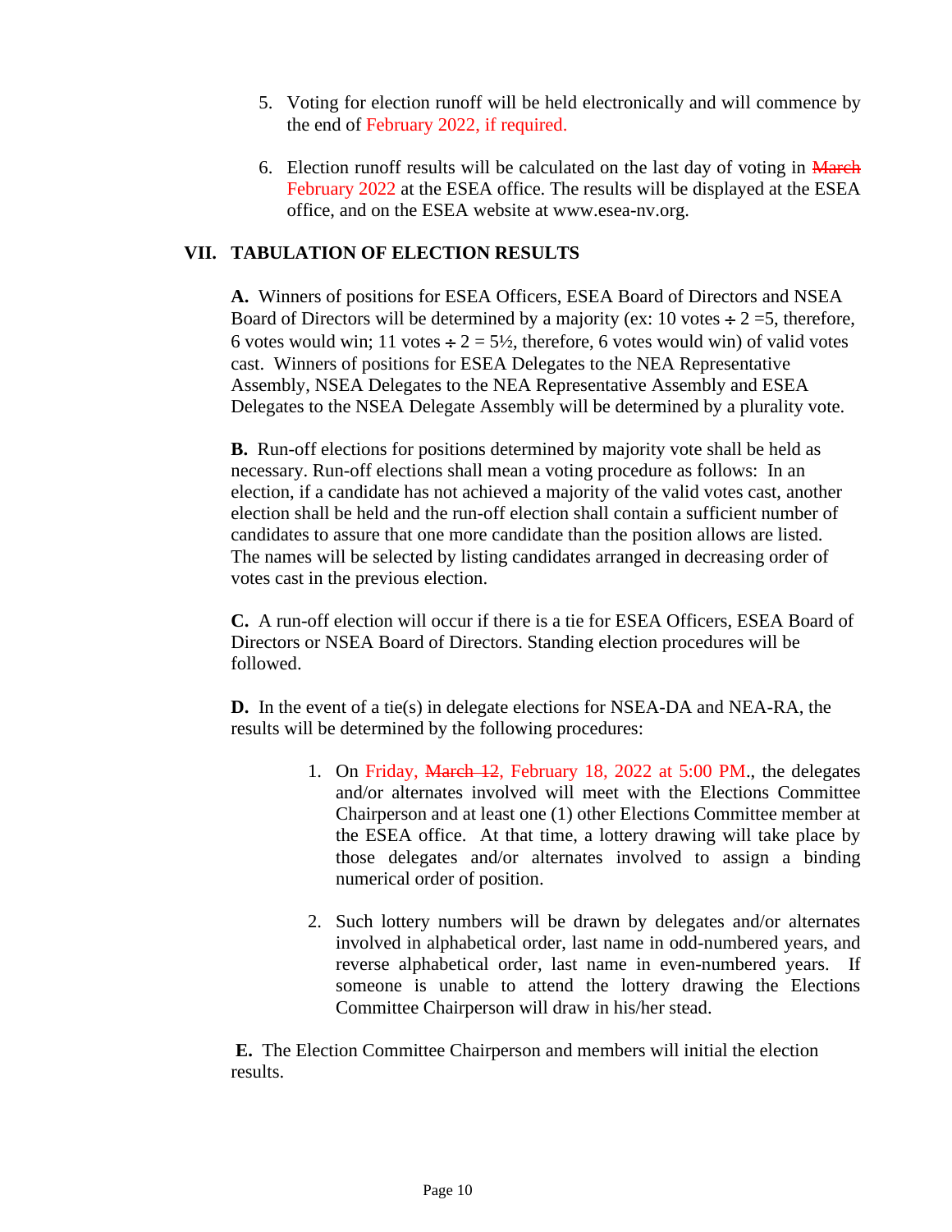5. Voting for election runoff will be held electronically and will commence by the end of February 2022, if required.

6. Election runoff results will be calculated on the last day of voting in ~~March~~ February 2022 at the ESEA office. The results will be displayed at the ESEA office, and on the ESEA website at www.esea-nv.org.

## VII. TABULATION OF ELECTION RESULTS

**A.** Winners of positions for ESEA Officers, ESEA Board of Directors and NSEA Board of Directors will be determined by a majority (ex: 10 votes ÷ 2 =5, therefore, 6 votes would win; 11 votes ÷ 2 = 5½, therefore, 6 votes would win) of valid votes cast. Winners of positions for ESEA Delegates to the NEA Representative Assembly, NSEA Delegates to the NEA Representative Assembly and ESEA Delegates to the NSEA Delegate Assembly will be determined by a plurality vote.

**B.** Run-off elections for positions determined by majority vote shall be held as necessary. Run-off elections shall mean a voting procedure as follows: In an election, if a candidate has not achieved a majority of the valid votes cast, another election shall be held and the run-off election shall contain a sufficient number of candidates to assure that one more candidate than the position allows are listed. The names will be selected by listing candidates arranged in decreasing order of votes cast in the previous election.

**C.** A run-off election will occur if there is a tie for ESEA Officers, ESEA Board of Directors or NSEA Board of Directors. Standing election procedures will be followed.

**D.** In the event of a tie(s) in delegate elections for NSEA-DA and NEA-RA, the results will be determined by the following procedures:

1. On Friday, ~~March 12~~, February 18, 2022 at 5:00 PM., the delegates and/or alternates involved will meet with the Elections Committee Chairperson and at least one (1) other Elections Committee member at the ESEA office. At that time, a lottery drawing will take place by those delegates and/or alternates involved to assign a binding numerical order of position.

2. Such lottery numbers will be drawn by delegates and/or alternates involved in alphabetical order, last name in odd-numbered years, and reverse alphabetical order, last name in even-numbered years. If someone is unable to attend the lottery drawing the Elections Committee Chairperson will draw in his/her stead.

**E.** The Election Committee Chairperson and members will initial the election results.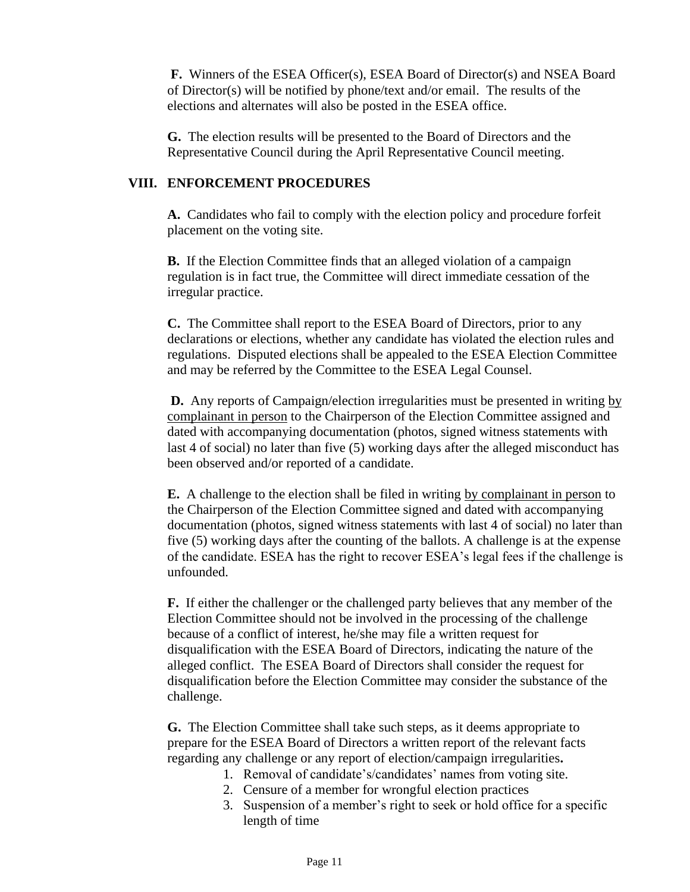**F.** Winners of the ESEA Officer(s), ESEA Board of Director(s) and NSEA Board of Director(s) will be notified by phone/text and/or email. The results of the elections and alternates will also be posted in the ESEA office.

**G.** The election results will be presented to the Board of Directors and the Representative Council during the April Representative Council meeting.

## VIII. ENFORCEMENT PROCEDURES

**A.** Candidates who fail to comply with the election policy and procedure forfeit placement on the voting site.

**B.** If the Election Committee finds that an alleged violation of a campaign regulation is in fact true, the Committee will direct immediate cessation of the irregular practice.

**C.** The Committee shall report to the ESEA Board of Directors, prior to any declarations or elections, whether any candidate has violated the election rules and regulations. Disputed elections shall be appealed to the ESEA Election Committee and may be referred by the Committee to the ESEA Legal Counsel.

**D.** Any reports of Campaign/election irregularities must be presented in writing <u>by complainant in person</u> to the Chairperson of the Election Committee assigned and dated with accompanying documentation (photos, signed witness statements with last 4 of social) no later than five (5) working days after the alleged misconduct has been observed and/or reported of a candidate.

**E.** A challenge to the election shall be filed in writing <u>by complainant in person</u> to the Chairperson of the Election Committee signed and dated with accompanying documentation (photos, signed witness statements with last 4 of social) no later than five (5) working days after the counting of the ballots. A challenge is at the expense of the candidate. ESEA has the right to recover ESEA's legal fees if the challenge is unfounded.

**F.** If either the challenger or the challenged party believes that any member of the Election Committee should not be involved in the processing of the challenge because of a conflict of interest, he/she may file a written request for disqualification with the ESEA Board of Directors, indicating the nature of the alleged conflict. The ESEA Board of Directors shall consider the request for disqualification before the Election Committee may consider the substance of the challenge.

**G.** The Election Committee shall take such steps, as it deems appropriate to prepare for the ESEA Board of Directors a written report of the relevant facts regarding any challenge or any report of election/campaign irregularities**.**

1. Removal of candidate's/candidates' names from voting site.
2. Censure of a member for wrongful election practices
3. Suspension of a member's right to seek or hold office for a specific length of time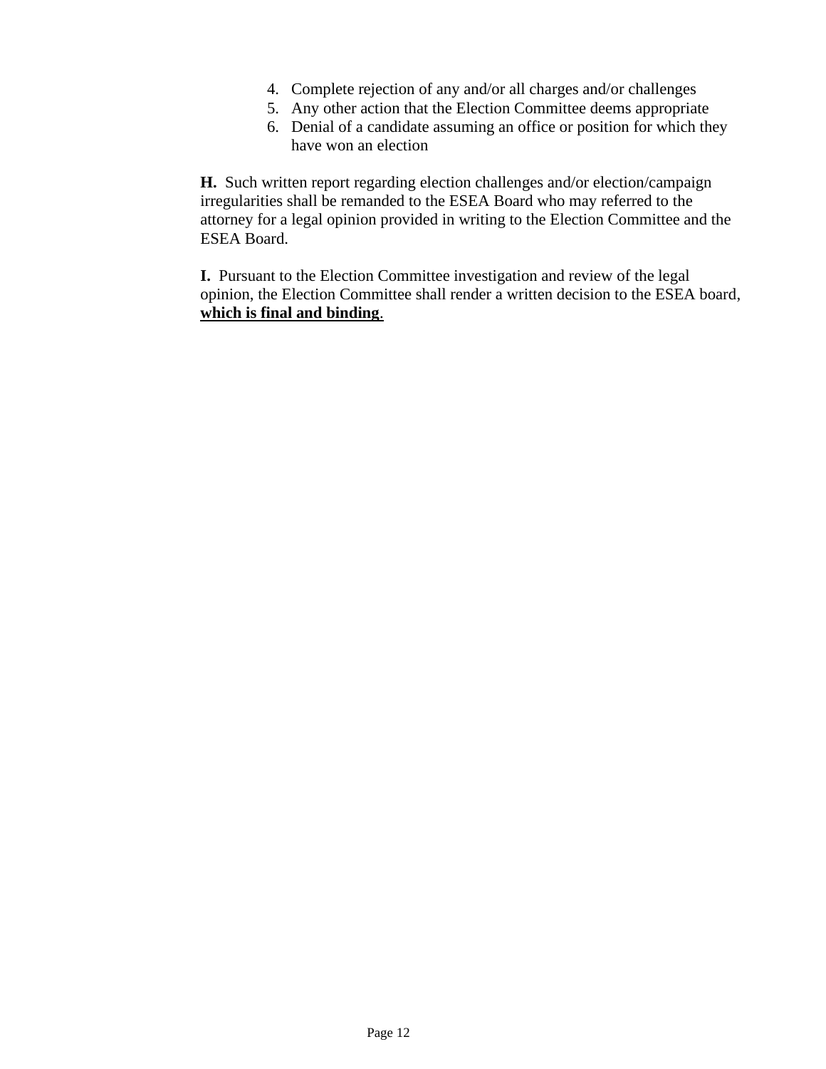4. Complete rejection of any and/or all charges and/or challenges
5. Any other action that the Election Committee deems appropriate
6. Denial of a candidate assuming an office or position for which they have won an election

**H.** Such written report regarding election challenges and/or election/campaign irregularities shall be remanded to the ESEA Board who may referred to the attorney for a legal opinion provided in writing to the Election Committee and the ESEA Board.

**I.** Pursuant to the Election Committee investigation and review of the legal opinion, the Election Committee shall render a written decision to the ESEA board, <u>**which is final and binding**</u>.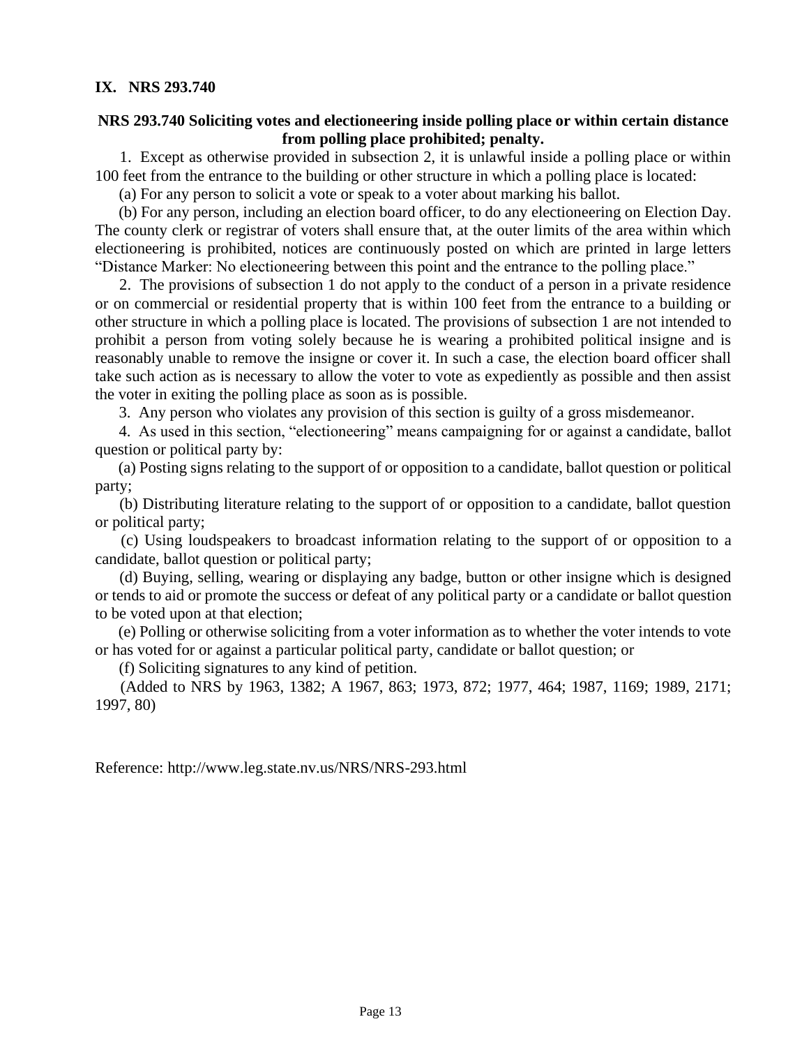## IX. NRS 293.740

**NRS 293.740 Soliciting votes and electioneering inside polling place or within certain distance from polling place prohibited; penalty.**

1. Except as otherwise provided in subsection 2, it is unlawful inside a polling place or within 100 feet from the entrance to the building or other structure in which a polling place is located:

(a) For any person to solicit a vote or speak to a voter about marking his ballot.

(b) For any person, including an election board officer, to do any electioneering on Election Day. The county clerk or registrar of voters shall ensure that, at the outer limits of the area within which electioneering is prohibited, notices are continuously posted on which are printed in large letters "Distance Marker: No electioneering between this point and the entrance to the polling place."

2. The provisions of subsection 1 do not apply to the conduct of a person in a private residence or on commercial or residential property that is within 100 feet from the entrance to a building or other structure in which a polling place is located. The provisions of subsection 1 are not intended to prohibit a person from voting solely because he is wearing a prohibited political insigne and is reasonably unable to remove the insigne or cover it. In such a case, the election board officer shall take such action as is necessary to allow the voter to vote as expediently as possible and then assist the voter in exiting the polling place as soon as is possible.

3. Any person who violates any provision of this section is guilty of a gross misdemeanor.

4. As used in this section, "electioneering" means campaigning for or against a candidate, ballot question or political party by:

(a) Posting signs relating to the support of or opposition to a candidate, ballot question or political party;

(b) Distributing literature relating to the support of or opposition to a candidate, ballot question or political party;

(c) Using loudspeakers to broadcast information relating to the support of or opposition to a candidate, ballot question or political party;

(d) Buying, selling, wearing or displaying any badge, button or other insigne which is designed or tends to aid or promote the success or defeat of any political party or a candidate or ballot question to be voted upon at that election;

(e) Polling or otherwise soliciting from a voter information as to whether the voter intends to vote or has voted for or against a particular political party, candidate or ballot question; or

(f) Soliciting signatures to any kind of petition.

(Added to NRS by 1963, 1382; A 1967, 863; 1973, 872; 1977, 464; 1987, 1169; 1989, 2171; 1997, 80)

Reference: http://www.leg.state.nv.us/NRS/NRS-293.html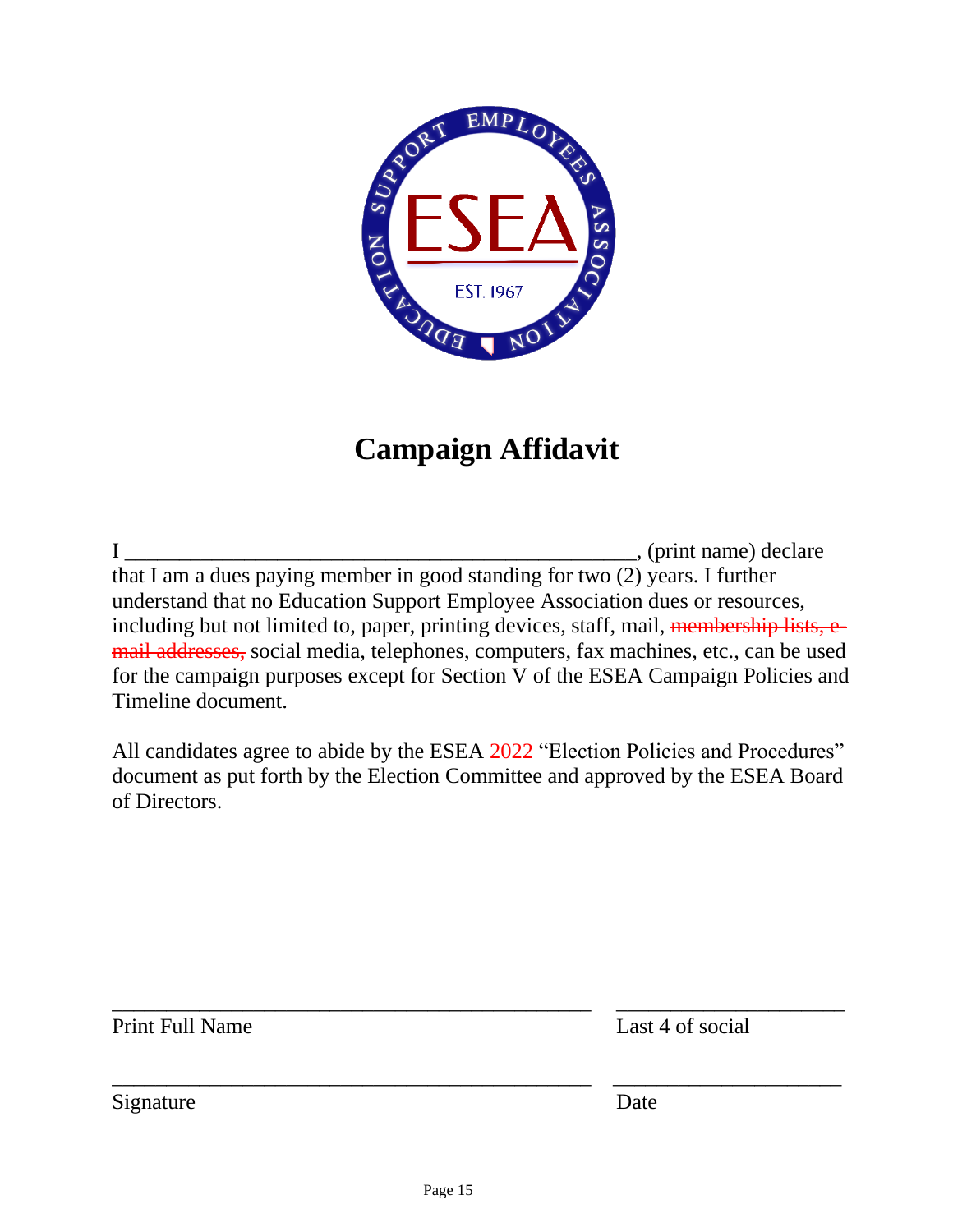# Campaign Affidavit

I _______________________________________________, (print name) declare that I am a dues paying member in good standing for two (2) years. I further understand that no Education Support Employee Association dues or resources, including but not limited to, paper, printing devices, staff, mail, ~~membership lists, e-mail addresses,~~ social media, telephones, computers, fax machines, etc., can be used for the campaign purposes except for Section V of the ESEA Campaign Policies and Timeline document.

All candidates agree to abide by the ESEA 2022 "Election Policies and Procedures" document as put forth by the Election Committee and approved by the ESEA Board of Directors.

_______________________________________ &nbsp;&nbsp;&nbsp; ____________________

Print Full Name &nbsp;&nbsp;&nbsp; Last 4 of social

_______________________________________ &nbsp;&nbsp;&nbsp; ____________________

Signature &nbsp;&nbsp;&nbsp; Date